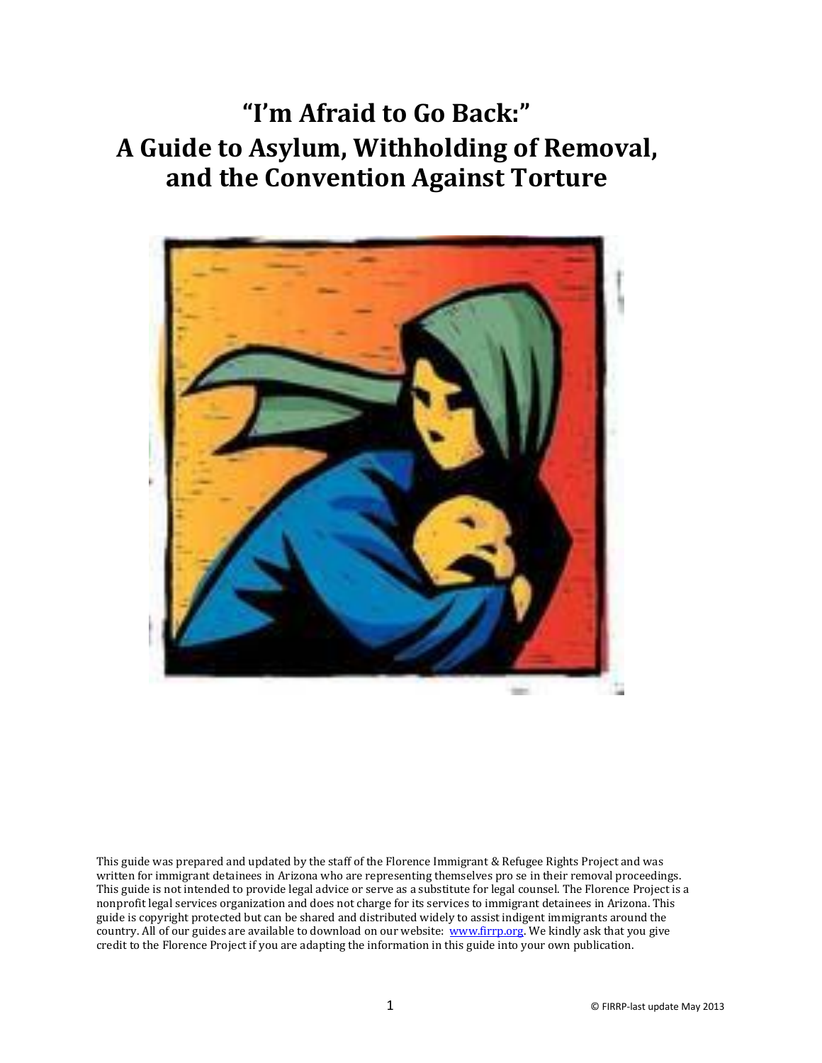# "I'm Afraid to Go Back:" A Guide to Asylum, Withholding of Removal, and the Convention Against Torture

This guide was prepared and updated by the staff of the Florence Immigrant & Refugee Rights Project and was written for immigrant detainees in Arizona who are representing themselves pro se in their removal proceedings. This guide is not intended to provide legal advice or serve as a substitute for legal counsel. The Florence Project is a nonprofit legal services organization and does not charge for its services to immigrant detainees in Arizona. This guide is copyright protected but can be shared and distributed widely to assist indigent immigrants around the country. All of our guides are available to download on our website: www.firrp.org. We kindly ask that you give credit to the Florence Project if you are adapting the information in this guide into your own publication.

© FIRRP-last update May 2013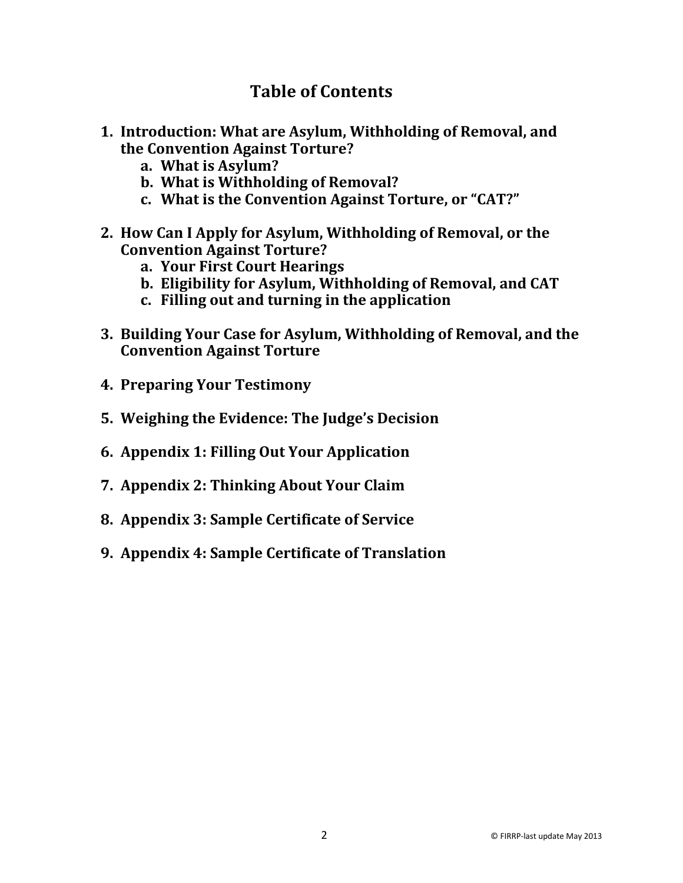# Table of Contents

1. **Introduction: What are Asylum, Withholding of Removal, and the Convention Against Torture?**
   a. **What is Asylum?**
   b. **What is Withholding of Removal?**
   c. **What is the Convention Against Torture, or "CAT?"**

2. **How Can I Apply for Asylum, Withholding of Removal, or the Convention Against Torture?**
   a. **Your First Court Hearings**
   b. **Eligibility for Asylum, Withholding of Removal, and CAT**
   c. **Filling out and turning in the application**

3. **Building Your Case for Asylum, Withholding of Removal, and the Convention Against Torture**

4. **Preparing Your Testimony**

5. **Weighing the Evidence: The Judge's Decision**

6. **Appendix 1: Filling Out Your Application**

7. **Appendix 2: Thinking About Your Claim**

8. **Appendix 3: Sample Certificate of Service**

9. **Appendix 4: Sample Certificate of Translation**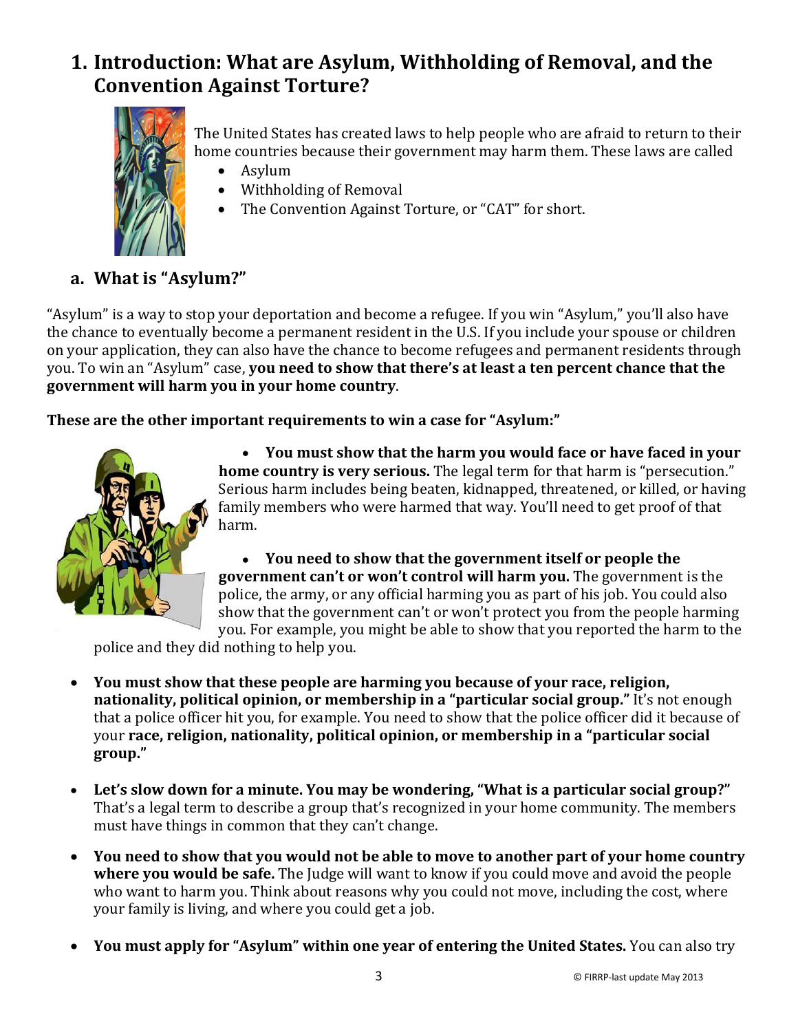# 1. Introduction: What are Asylum, Withholding of Removal, and the Convention Against Torture?

The United States has created laws to help people who are afraid to return to their home countries because their government may harm them. These laws are called

- Asylum
- Withholding of Removal
- The Convention Against Torture, or "CAT" for short.

## a. What is "Asylum?"

"Asylum" is a way to stop your deportation and become a refugee. If you win "Asylum," you'll also have the chance to eventually become a permanent resident in the U.S. If you include your spouse or children on your application, they can also have the chance to become refugees and permanent residents through you. To win an "Asylum" case, **you need to show that there's at least a ten percent chance that the government will harm you in your home country**.

**These are the other important requirements to win a case for "Asylum:"**

- **You must show that the harm you would face or have faced in your home country is very serious.** The legal term for that harm is "persecution." Serious harm includes being beaten, kidnapped, threatened, or killed, or having family members who were harmed that way. You'll need to get proof of that harm.

- **You need to show that the government itself or people the government can't or won't control will harm you.** The government is the police, the army, or any official harming you as part of his job. You could also show that the government can't or won't protect you from the people harming you. For example, you might be able to show that you reported the harm to the police and they did nothing to help you.

- **You must show that these people are harming you because of your race, religion, nationality, political opinion, or membership in a "particular social group."** It's not enough that a police officer hit you, for example. You need to show that the police officer did it because of your **race, religion, nationality, political opinion, or membership in a "particular social group."**

- **Let's slow down for a minute. You may be wondering, "What is a particular social group?"** That's a legal term to describe a group that's recognized in your home community. The members must have things in common that they can't change.

- **You need to show that you would not be able to move to another part of your home country where you would be safe.** The Judge will want to know if you could move and avoid the people who want to harm you. Think about reasons why you could not move, including the cost, where your family is living, and where you could get a job.

- **You must apply for "Asylum" within one year of entering the United States.** You can also try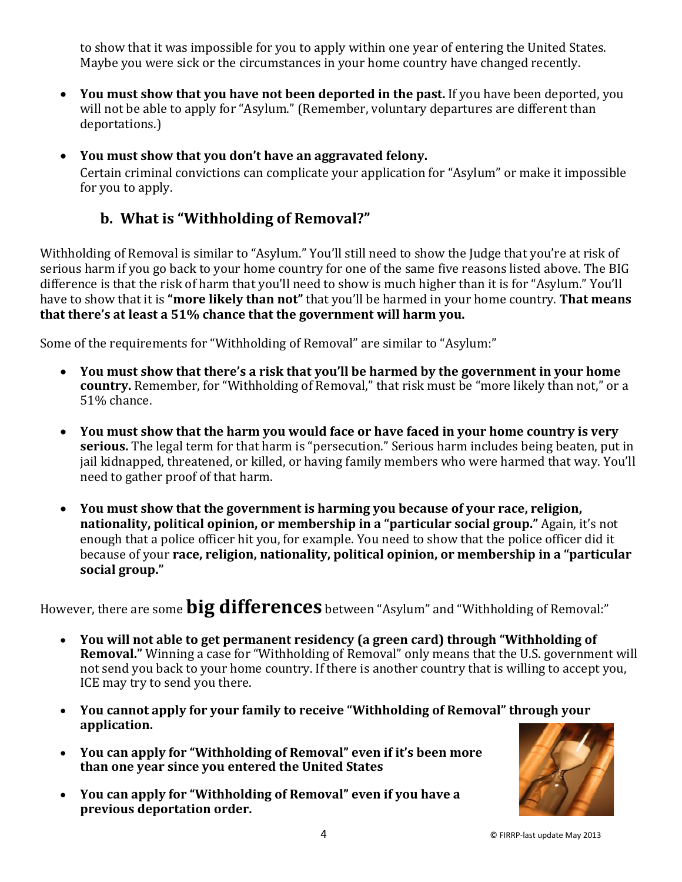to show that it was impossible for you to apply within one year of entering the United States. Maybe you were sick or the circumstances in your home country have changed recently.

- **You must show that you have not been deported in the past.** If you have been deported, you will not be able to apply for "Asylum." (Remember, voluntary departures are different than deportations.)

- **You must show that you don't have an aggravated felony.**
  Certain criminal convictions can complicate your application for "Asylum" or make it impossible for you to apply.

### b. What is "Withholding of Removal?"

Withholding of Removal is similar to "Asylum." You'll still need to show the Judge that you're at risk of serious harm if you go back to your home country for one of the same five reasons listed above. The BIG difference is that the risk of harm that you'll need to show is much higher than it is for "Asylum." You'll have to show that it is **"more likely than not"** that you'll be harmed in your home country. **That means that there's at least a 51% chance that the government will harm you.**

Some of the requirements for "Withholding of Removal" are similar to "Asylum:"

- **You must show that there's a risk that you'll be harmed by the government in your home country.** Remember, for "Withholding of Removal," that risk must be "more likely than not," or a 51% chance.

- **You must show that the harm you would face or have faced in your home country is very serious.** The legal term for that harm is "persecution." Serious harm includes being beaten, put in jail kidnapped, threatened, or killed, or having family members who were harmed that way. You'll need to gather proof of that harm.

- **You must show that the government is harming you because of your race, religion, nationality, political opinion, or membership in a "particular social group."** Again, it's not enough that a police officer hit you, for example. You need to show that the police officer did it because of your **race, religion, nationality, political opinion, or membership in a "particular social group."**

However, there are some **big differences** between "Asylum" and "Withholding of Removal:"

- **You will not able to get permanent residency (a green card) through "Withholding of Removal."** Winning a case for "Withholding of Removal" only means that the U.S. government will not send you back to your home country. If there is another country that is willing to accept you, ICE may try to send you there.

- **You cannot apply for your family to receive "Withholding of Removal" through your application.**

- **You can apply for "Withholding of Removal" even if it's been more than one year since you entered the United States**

- **You can apply for "Withholding of Removal" even if you have a previous deportation order.**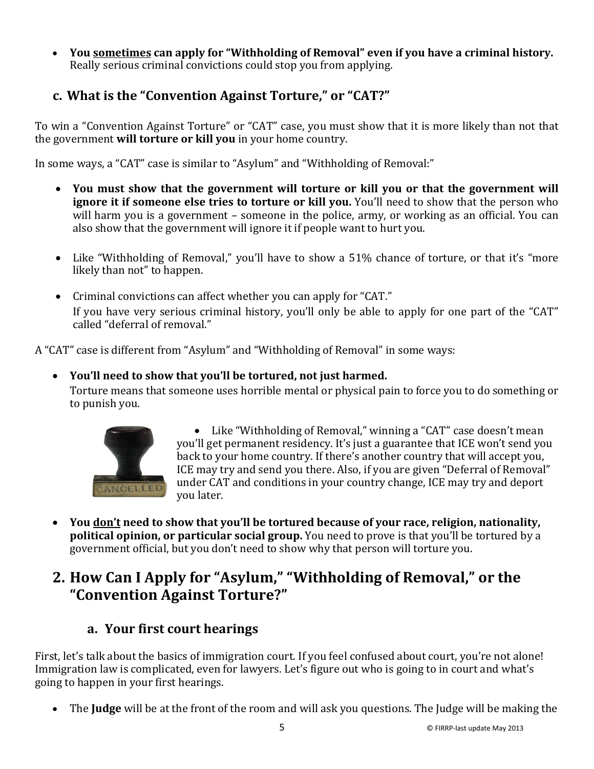- **You <u>sometimes</u> can apply for "Withholding of Removal" even if you have a criminal history.** Really serious criminal convictions could stop you from applying.

### c. What is the "Convention Against Torture," or "CAT?"

To win a "Convention Against Torture" or "CAT" case, you must show that it is more likely than not that the government **will torture or kill you** in your home country.

In some ways, a "CAT" case is similar to "Asylum" and "Withholding of Removal:"

- **You must show that the government will torture or kill you or that the government will ignore it if someone else tries to torture or kill you.** You'll need to show that the person who will harm you is a government – someone in the police, army, or working as an official. You can also show that the government will ignore it if people want to hurt you.

- Like "Withholding of Removal," you'll have to show a 51% chance of torture, or that it's "more likely than not" to happen.

- Criminal convictions can affect whether you can apply for "CAT." If you have very serious criminal history, you'll only be able to apply for one part of the "CAT" called "deferral of removal."

A "CAT" case is different from "Asylum" and "Withholding of Removal" in some ways:

- **You'll need to show that you'll be tortured, not just harmed.** Torture means that someone uses horrible mental or physical pain to force you to do something or to punish you.

- Like "Withholding of Removal," winning a "CAT" case doesn't mean you'll get permanent residency. It's just a guarantee that ICE won't send you back to your home country. If there's another country that will accept you, ICE may try and send you there. Also, if you are given "Deferral of Removal" under CAT and conditions in your country change, ICE may try and deport you later.

- **You <u>don't</u> need to show that you'll be tortured because of your race, religion, nationality, political opinion, or particular social group.** You need to prove is that you'll be tortured by a government official, but you don't need to show why that person will torture you.

## 2. How Can I Apply for "Asylum," "Withholding of Removal," or the "Convention Against Torture?"

### a. Your first court hearings

First, let's talk about the basics of immigration court. If you feel confused about court, you're not alone! Immigration law is complicated, even for lawyers. Let's figure out who is going to in court and what's going to happen in your first hearings.

- The **Judge** will be at the front of the room and will ask you questions. The Judge will be making the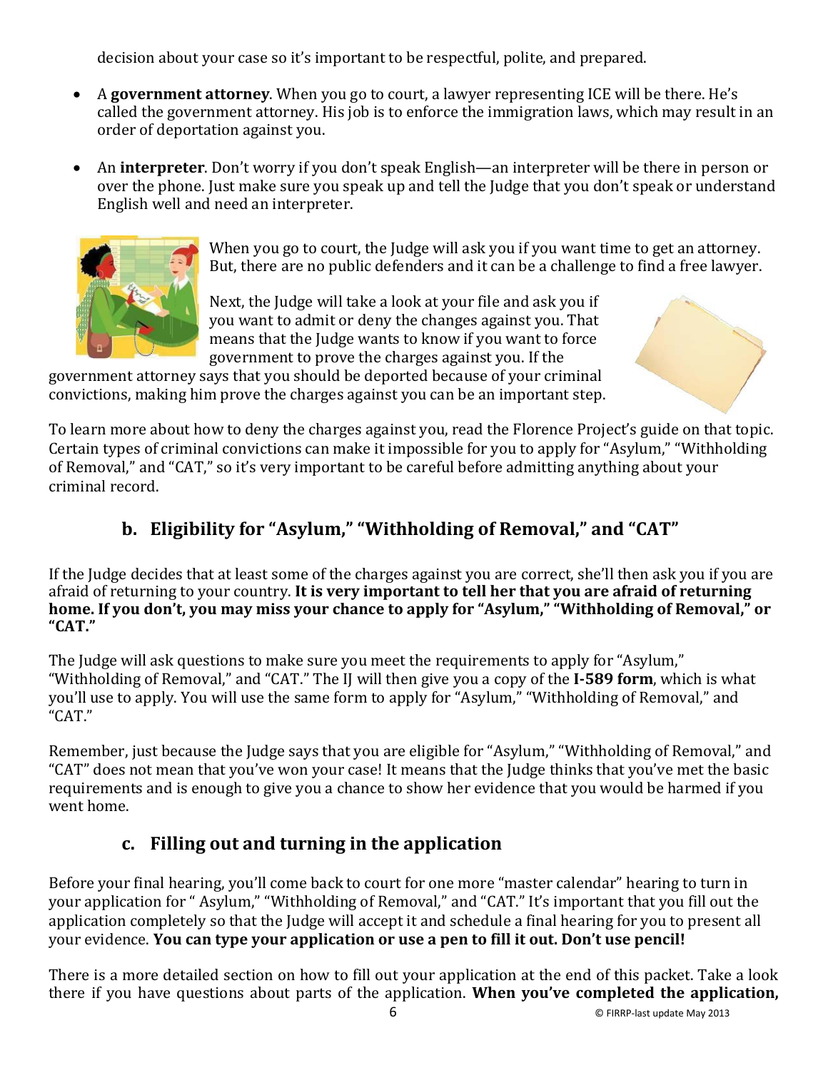decision about your case so it's important to be respectful, polite, and prepared.

- A **government attorney**. When you go to court, a lawyer representing ICE will be there. He's called the government attorney. His job is to enforce the immigration laws, which may result in an order of deportation against you.

- An **interpreter**. Don't worry if you don't speak English—an interpreter will be there in person or over the phone. Just make sure you speak up and tell the Judge that you don't speak or understand English well and need an interpreter.

When you go to court, the Judge will ask you if you want time to get an attorney. But, there are no public defenders and it can be a challenge to find a free lawyer.

Next, the Judge will take a look at your file and ask you if you want to admit or deny the changes against you. That means that the Judge wants to know if you want to force government to prove the charges against you. If the government attorney says that you should be deported because of your criminal convictions, making him prove the charges against you can be an important step.

To learn more about how to deny the charges against you, read the Florence Project's guide on that topic. Certain types of criminal convictions can make it impossible for you to apply for "Asylum," "Withholding of Removal," and "CAT," so it's very important to be careful before admitting anything about your criminal record.

## b. Eligibility for "Asylum," "Withholding of Removal," and "CAT"

If the Judge decides that at least some of the charges against you are correct, she'll then ask you if you are afraid of returning to your country. **It is very important to tell her that you are afraid of returning home. If you don't, you may miss your chance to apply for "Asylum," "Withholding of Removal," or "CAT."**

The Judge will ask questions to make sure you meet the requirements to apply for "Asylum," "Withholding of Removal," and "CAT." The IJ will then give you a copy of the **I-589 form**, which is what you'll use to apply. You will use the same form to apply for "Asylum," "Withholding of Removal," and "CAT."

Remember, just because the Judge says that you are eligible for "Asylum," "Withholding of Removal," and "CAT" does not mean that you've won your case! It means that the Judge thinks that you've met the basic requirements and is enough to give you a chance to show her evidence that you would be harmed if you went home.

## c. Filling out and turning in the application

Before your final hearing, you'll come back to court for one more "master calendar" hearing to turn in your application for " Asylum," "Withholding of Removal," and "CAT." It's important that you fill out the application completely so that the Judge will accept it and schedule a final hearing for you to present all your evidence. **You can type your application or use a pen to fill it out. Don't use pencil!**

There is a more detailed section on how to fill out your application at the end of this packet. Take a look there if you have questions about parts of the application. **When you've completed the application,**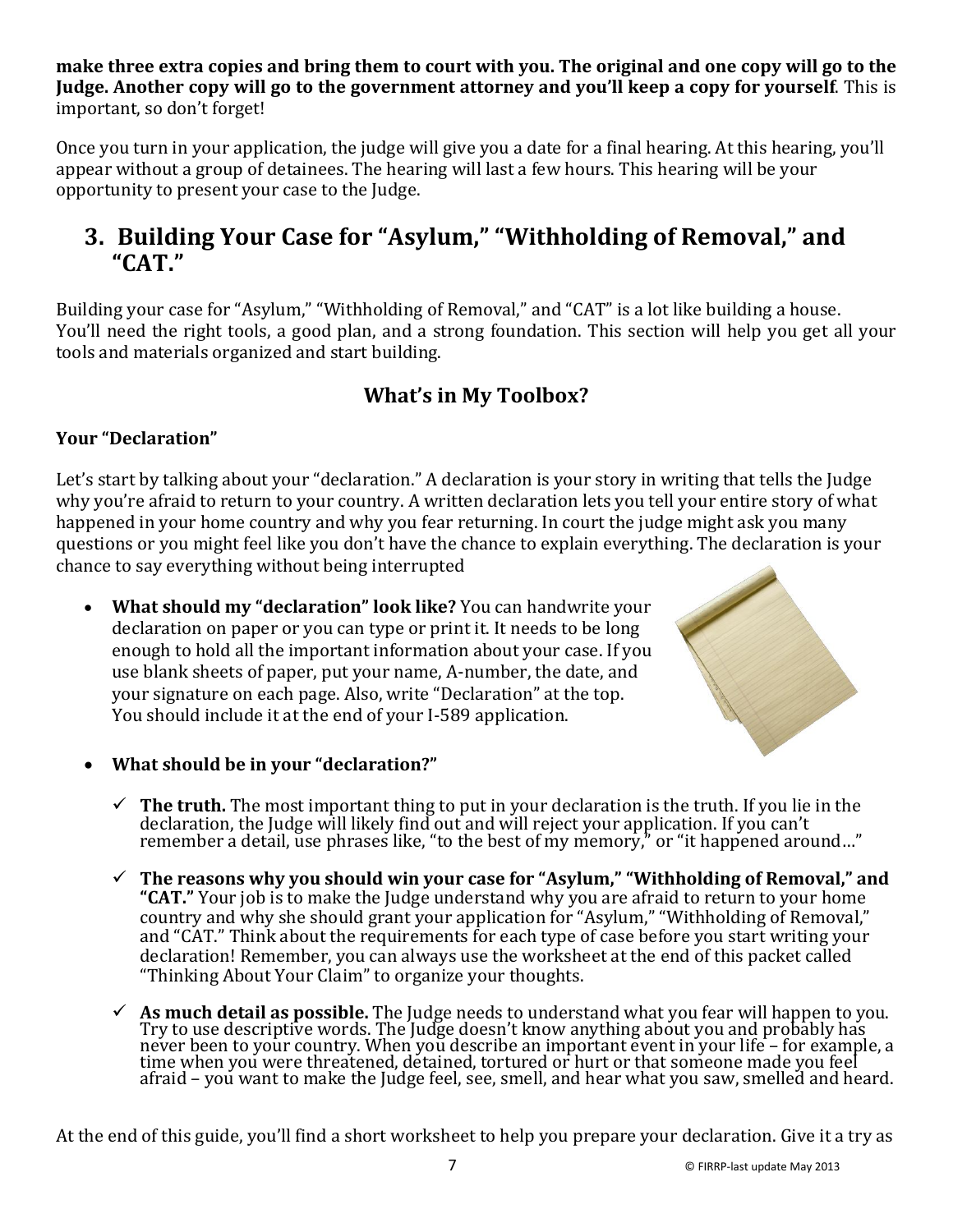**make three extra copies and bring them to court with you. The original and one copy will go to the Judge. Another copy will go to the government attorney and you'll keep a copy for yourself**. This is important, so don't forget!

Once you turn in your application, the judge will give you a date for a final hearing. At this hearing, you'll appear without a group of detainees. The hearing will last a few hours. This hearing will be your opportunity to present your case to the Judge.

## 3. Building Your Case for "Asylum," "Withholding of Removal," and "CAT."

Building your case for "Asylum," "Withholding of Removal," and "CAT" is a lot like building a house. You'll need the right tools, a good plan, and a strong foundation. This section will help you get all your tools and materials organized and start building.

### What's in My Toolbox?

**Your "Declaration"**

Let's start by talking about your "declaration." A declaration is your story in writing that tells the Judge why you're afraid to return to your country. A written declaration lets you tell your entire story of what happened in your home country and why you fear returning. In court the judge might ask you many questions or you might feel like you don't have the chance to explain everything. The declaration is your chance to say everything without being interrupted

- **What should my "declaration" look like?** You can handwrite your declaration on paper or you can type or print it. It needs to be long enough to hold all the important information about your case. If you use blank sheets of paper, put your name, A-number, the date, and your signature on each page. Also, write "Declaration" at the top. You should include it at the end of your I-589 application.

- **What should be in your "declaration?"**

  - ✓ **The truth.** The most important thing to put in your declaration is the truth. If you lie in the declaration, the Judge will likely find out and will reject your application. If you can't remember a detail, use phrases like, "to the best of my memory," or "it happened around…"

  - ✓ **The reasons why you should win your case for "Asylum," "Withholding of Removal," and "CAT."** Your job is to make the Judge understand why you are afraid to return to your home country and why she should grant your application for "Asylum," "Withholding of Removal," and "CAT." Think about the requirements for each type of case before you start writing your declaration! Remember, you can always use the worksheet at the end of this packet called "Thinking About Your Claim" to organize your thoughts.

  - ✓ **As much detail as possible.** The Judge needs to understand what you fear will happen to you. Try to use descriptive words. The Judge doesn't know anything about you and probably has never been to your country. When you describe an important event in your life – for example, a time when you were threatened, detained, tortured or hurt or that someone made you feel afraid – you want to make the Judge feel, see, smell, and hear what you saw, smelled and heard.

At the end of this guide, you'll find a short worksheet to help you prepare your declaration. Give it a try as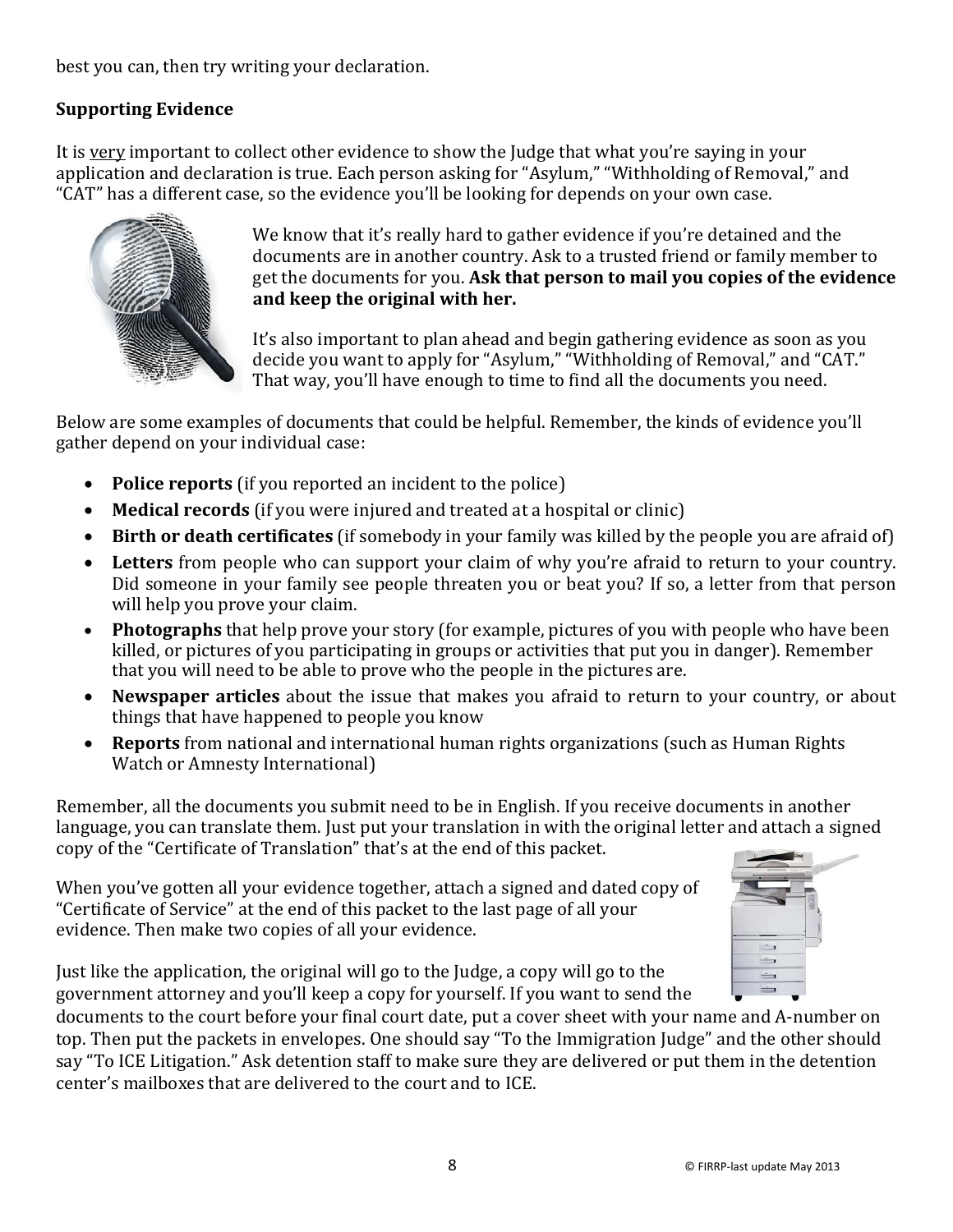best you can, then try writing your declaration.

**Supporting Evidence**

It is very important to collect other evidence to show the Judge that what you're saying in your application and declaration is true. Each person asking for "Asylum," "Withholding of Removal," and "CAT" has a different case, so the evidence you'll be looking for depends on your own case.

We know that it's really hard to gather evidence if you're detained and the documents are in another country. Ask to a trusted friend or family member to get the documents for you. **Ask that person to mail you copies of the evidence and keep the original with her.**

It's also important to plan ahead and begin gathering evidence as soon as you decide you want to apply for "Asylum," "Withholding of Removal," and "CAT." That way, you'll have enough to time to find all the documents you need.

Below are some examples of documents that could be helpful. Remember, the kinds of evidence you'll gather depend on your individual case:

- **Police reports** (if you reported an incident to the police)
- **Medical records** (if you were injured and treated at a hospital or clinic)
- **Birth or death certificates** (if somebody in your family was killed by the people you are afraid of)
- **Letters** from people who can support your claim of why you're afraid to return to your country. Did someone in your family see people threaten you or beat you? If so, a letter from that person will help you prove your claim.
- **Photographs** that help prove your story (for example, pictures of you with people who have been killed, or pictures of you participating in groups or activities that put you in danger). Remember that you will need to be able to prove who the people in the pictures are.
- **Newspaper articles** about the issue that makes you afraid to return to your country, or about things that have happened to people you know
- **Reports** from national and international human rights organizations (such as Human Rights Watch or Amnesty International)

Remember, all the documents you submit need to be in English. If you receive documents in another language, you can translate them. Just put your translation in with the original letter and attach a signed copy of the "Certificate of Translation" that's at the end of this packet.

When you've gotten all your evidence together, attach a signed and dated copy of "Certificate of Service" at the end of this packet to the last page of all your evidence. Then make two copies of all your evidence.

Just like the application, the original will go to the Judge, a copy will go to the government attorney and you'll keep a copy for yourself. If you want to send the documents to the court before your final court date, put a cover sheet with your name and A-number on top. Then put the packets in envelopes. One should say "To the Immigration Judge" and the other should say "To ICE Litigation." Ask detention staff to make sure they are delivered or put them in the detention center's mailboxes that are delivered to the court and to ICE.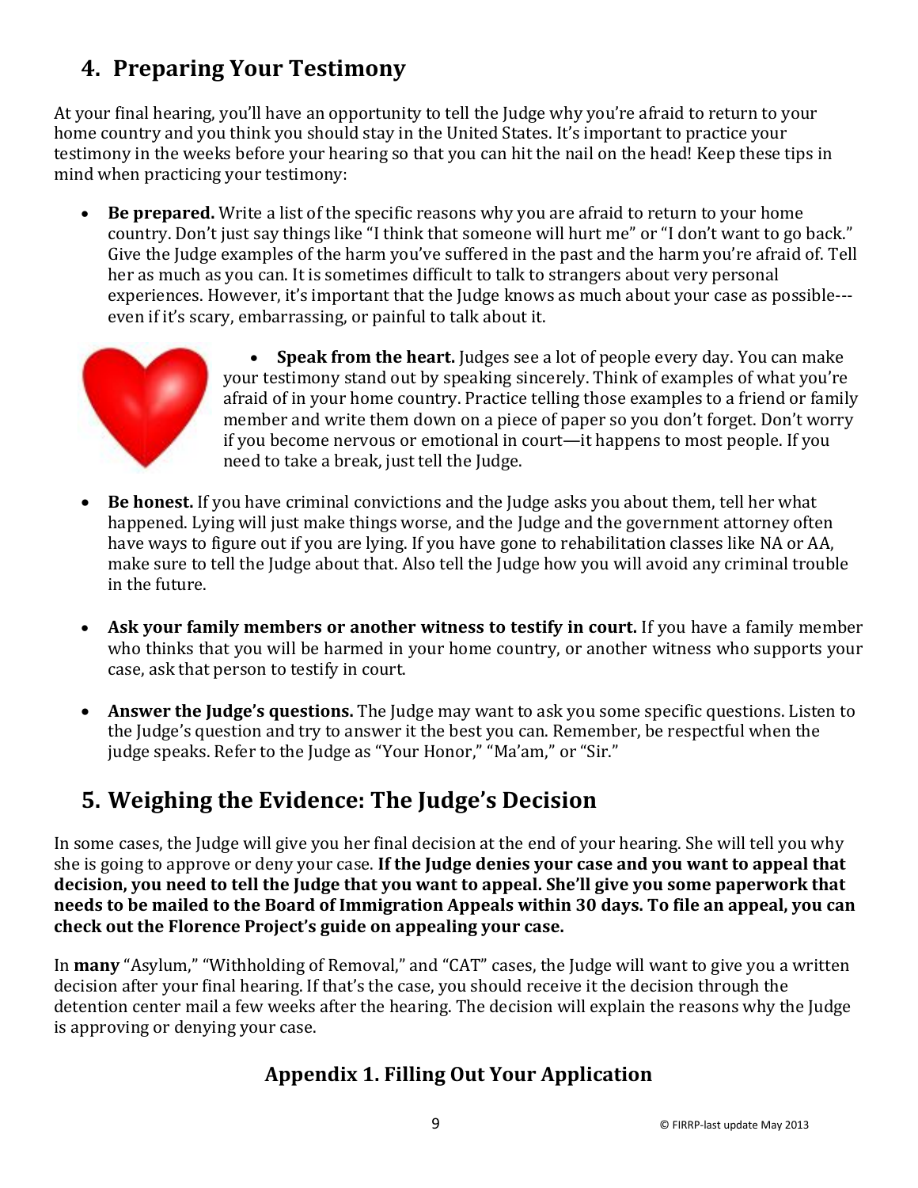## 4. Preparing Your Testimony

At your final hearing, you'll have an opportunity to tell the Judge why you're afraid to return to your home country and you think you should stay in the United States. It's important to practice your testimony in the weeks before your hearing so that you can hit the nail on the head! Keep these tips in mind when practicing your testimony:

- **Be prepared.** Write a list of the specific reasons why you are afraid to return to your home country. Don't just say things like "I think that someone will hurt me" or "I don't want to go back." Give the Judge examples of the harm you've suffered in the past and the harm you're afraid of. Tell her as much as you can. It is sometimes difficult to talk to strangers about very personal experiences. However, it's important that the Judge knows as much about your case as possible---even if it's scary, embarrassing, or painful to talk about it.

- **Speak from the heart.** Judges see a lot of people every day. You can make your testimony stand out by speaking sincerely. Think of examples of what you're afraid of in your home country. Practice telling those examples to a friend or family member and write them down on a piece of paper so you don't forget. Don't worry if you become nervous or emotional in court—it happens to most people. If you need to take a break, just tell the Judge.

- **Be honest.** If you have criminal convictions and the Judge asks you about them, tell her what happened. Lying will just make things worse, and the Judge and the government attorney often have ways to figure out if you are lying. If you have gone to rehabilitation classes like NA or AA, make sure to tell the Judge about that. Also tell the Judge how you will avoid any criminal trouble in the future.

- **Ask your family members or another witness to testify in court.** If you have a family member who thinks that you will be harmed in your home country, or another witness who supports your case, ask that person to testify in court.

- **Answer the Judge's questions.** The Judge may want to ask you some specific questions. Listen to the Judge's question and try to answer it the best you can. Remember, be respectful when the judge speaks. Refer to the Judge as "Your Honor," "Ma'am," or "Sir."

## 5. Weighing the Evidence: The Judge's Decision

In some cases, the Judge will give you her final decision at the end of your hearing. She will tell you why she is going to approve or deny your case. **If the Judge denies your case and you want to appeal that decision, you need to tell the Judge that you want to appeal. She'll give you some paperwork that needs to be mailed to the Board of Immigration Appeals within 30 days. To file an appeal, you can check out the Florence Project's guide on appealing your case.**

In **many** "Asylum," "Withholding of Removal," and "CAT" cases, the Judge will want to give you a written decision after your final hearing. If that's the case, you should receive it the decision through the detention center mail a few weeks after the hearing. The decision will explain the reasons why the Judge is approving or denying your case.

### Appendix 1. Filling Out Your Application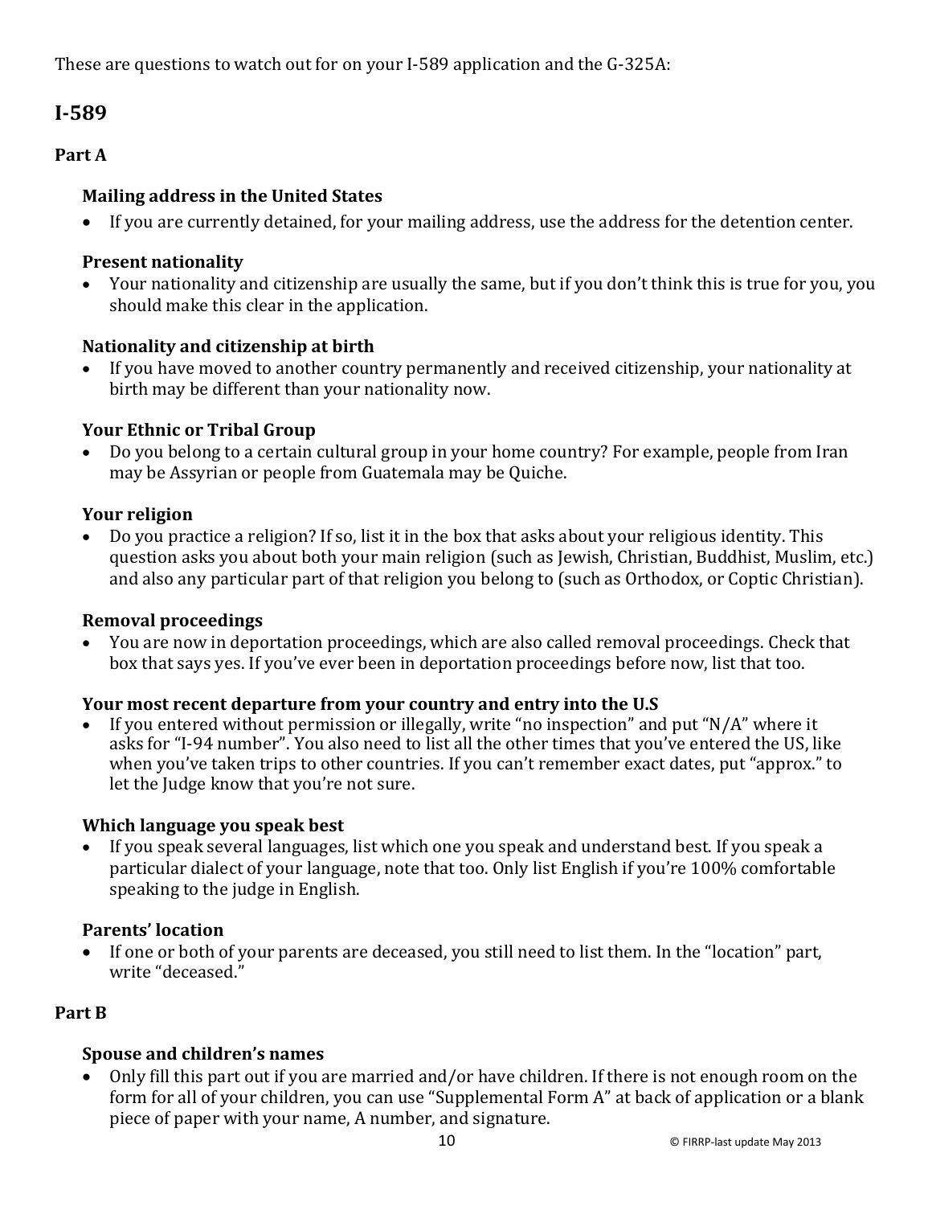These are questions to watch out for on your I-589 application and the G-325A:

## I-589

### Part A

**Mailing address in the United States**

- If you are currently detained, for your mailing address, use the address for the detention center.

**Present nationality**

- Your nationality and citizenship are usually the same, but if you don't think this is true for you, you should make this clear in the application.

**Nationality and citizenship at birth**

- If you have moved to another country permanently and received citizenship, your nationality at birth may be different than your nationality now.

**Your Ethnic or Tribal Group**

- Do you belong to a certain cultural group in your home country? For example, people from Iran may be Assyrian or people from Guatemala may be Quiche.

**Your religion**

- Do you practice a religion? If so, list it in the box that asks about your religious identity. This question asks you about both your main religion (such as Jewish, Christian, Buddhist, Muslim, etc.) and also any particular part of that religion you belong to (such as Orthodox, or Coptic Christian).

**Removal proceedings**

- You are now in deportation proceedings, which are also called removal proceedings. Check that box that says yes. If you've ever been in deportation proceedings before now, list that too.

**Your most recent departure from your country and entry into the U.S**

- If you entered without permission or illegally, write "no inspection" and put "N/A" where it asks for "I-94 number". You also need to list all the other times that you've entered the US, like when you've taken trips to other countries. If you can't remember exact dates, put "approx." to let the Judge know that you're not sure.

**Which language you speak best**

- If you speak several languages, list which one you speak and understand best. If you speak a particular dialect of your language, note that too. Only list English if you're 100% comfortable speaking to the judge in English.

**Parents' location**

- If one or both of your parents are deceased, you still need to list them. In the "location" part, write "deceased."

### Part B

**Spouse and children's names**

- Only fill this part out if you are married and/or have children. If there is not enough room on the form for all of your children, you can use "Supplemental Form A" at back of application or a blank piece of paper with your name, A number, and signature.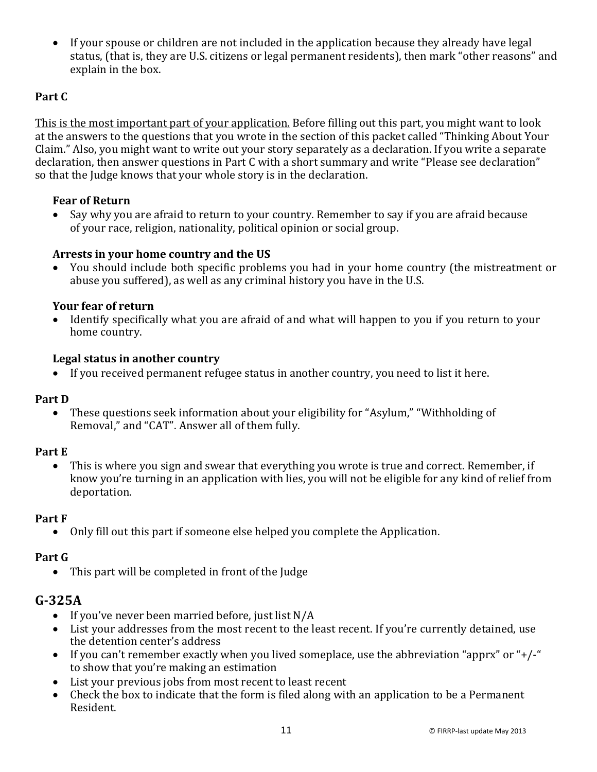- If your spouse or children are not included in the application because they already have legal status, (that is, they are U.S. citizens or legal permanent residents), then mark "other reasons" and explain in the box.

**Part C**

<u>This is the most important part of your application.</u> Before filling out this part, you might want to look at the answers to the questions that you wrote in the section of this packet called "Thinking About Your Claim." Also, you might want to write out your story separately as a declaration. If you write a separate declaration, then answer questions in Part C with a short summary and write "Please see declaration" so that the Judge knows that your whole story is in the declaration.

**Fear of Return**

- Say why you are afraid to return to your country. Remember to say if you are afraid because of your race, religion, nationality, political opinion or social group.

**Arrests in your home country and the US**

- You should include both specific problems you had in your home country (the mistreatment or abuse you suffered), as well as any criminal history you have in the U.S.

**Your fear of return**

- Identify specifically what you are afraid of and what will happen to you if you return to your home country.

**Legal status in another country**

- If you received permanent refugee status in another country, you need to list it here.

**Part D**

- These questions seek information about your eligibility for "Asylum," "Withholding of Removal," and "CAT". Answer all of them fully.

**Part E**

- This is where you sign and swear that everything you wrote is true and correct. Remember, if know you're turning in an application with lies, you will not be eligible for any kind of relief from deportation.

**Part F**

- Only fill out this part if someone else helped you complete the Application.

**Part G**

- This part will be completed in front of the Judge

## G-325A

- If you've never been married before, just list N/A
- List your addresses from the most recent to the least recent. If you're currently detained, use the detention center's address
- If you can't remember exactly when you lived someplace, use the abbreviation "apprx" or "+/-" to show that you're making an estimation
- List your previous jobs from most recent to least recent
- Check the box to indicate that the form is filed along with an application to be a Permanent Resident.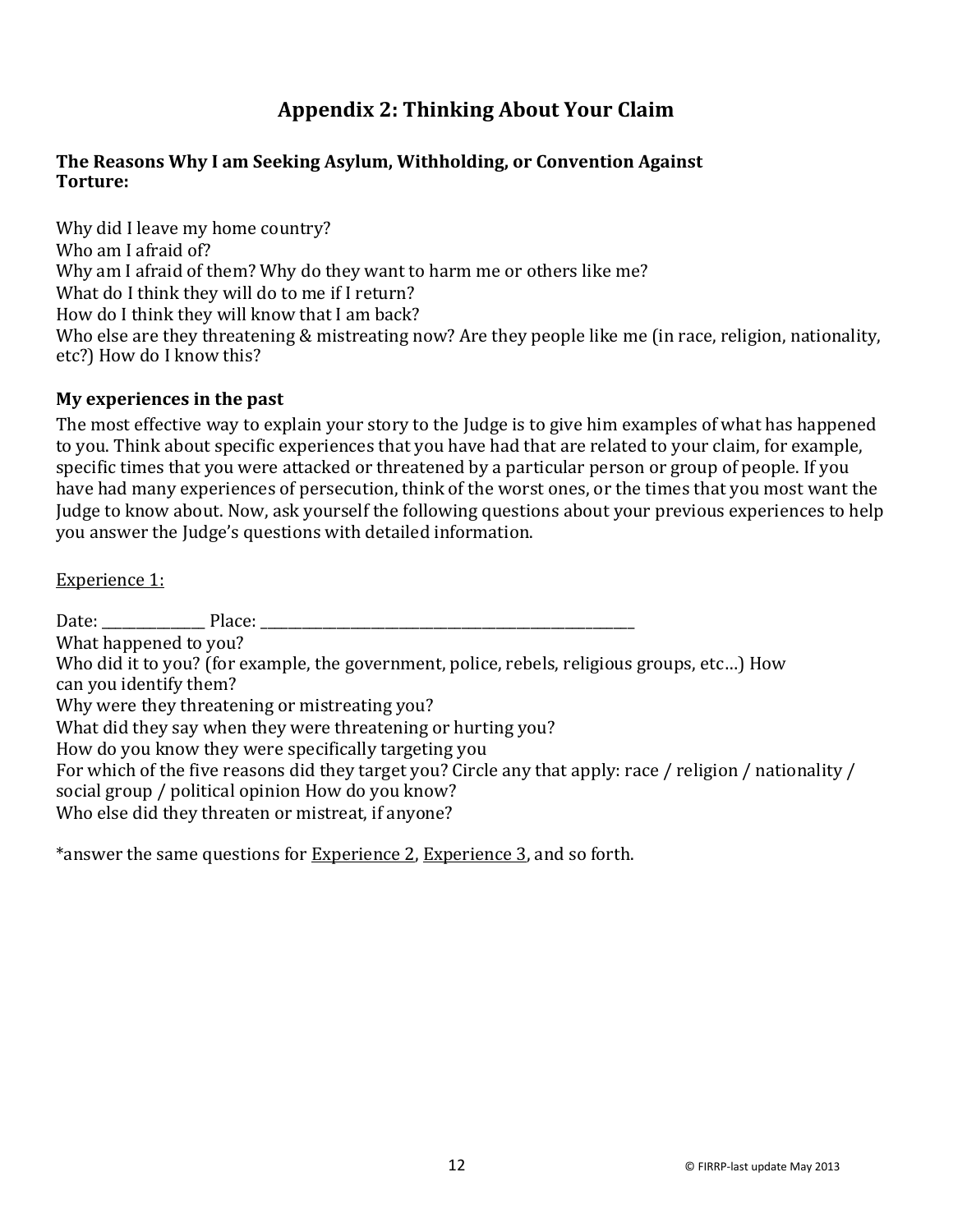# Appendix 2: Thinking About Your Claim

**The Reasons Why I am Seeking Asylum, Withholding, or Convention Against Torture:**

Why did I leave my home country?
Who am I afraid of?
Why am I afraid of them? Why do they want to harm me or others like me?
What do I think they will do to me if I return?
How do I think they will know that I am back?
Who else are they threatening & mistreating now? Are they people like me (in race, religion, nationality, etc?) How do I know this?

**My experiences in the past**

The most effective way to explain your story to the Judge is to give him examples of what has happened to you. Think about specific experiences that you have had that are related to your claim, for example, specific times that you were attacked or threatened by a particular person or group of people. If you have had many experiences of persecution, think of the worst ones, or the times that you most want the Judge to know about. Now, ask yourself the following questions about your previous experiences to help you answer the Judge's questions with detailed information.

<u>Experience 1:</u>

Date: _______________ Place: _______________________________________________________
What happened to you?
Who did it to you? (for example, the government, police, rebels, religious groups, etc…) How can you identify them?
Why were they threatening or mistreating you?
What did they say when they were threatening or hurting you?
How do you know they were specifically targeting you
For which of the five reasons did they target you? Circle any that apply: race / religion / nationality / social group / political opinion How do you know?
Who else did they threaten or mistreat, if anyone?

*answer the same questions for <u>Experience 2</u>, <u>Experience 3</u>, and so forth.

© FIRRP-last update May 2013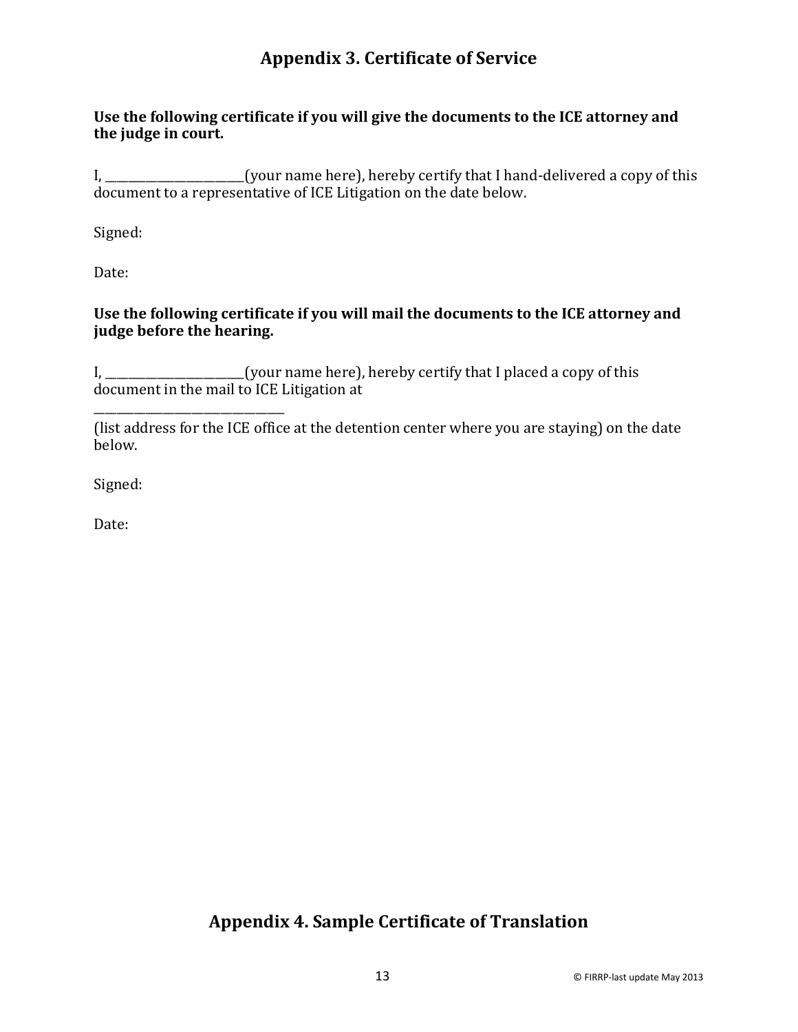## Appendix 3. Certificate of Service

**Use the following certificate if you will give the documents to the ICE attorney and the judge in court.**

I, ________________________(your name here), hereby certify that I hand-delivered a copy of this document to a representative of ICE Litigation on the date below.

Signed:

Date:

**Use the following certificate if you will mail the documents to the ICE attorney and judge before the hearing.**

I, ________________________(your name here), hereby certify that I placed a copy of this document in the mail to ICE Litigation at

______________________________

(list address for the ICE office at the detention center where you are staying) on the date below.

Signed:

Date:

## Appendix 4. Sample Certificate of Translation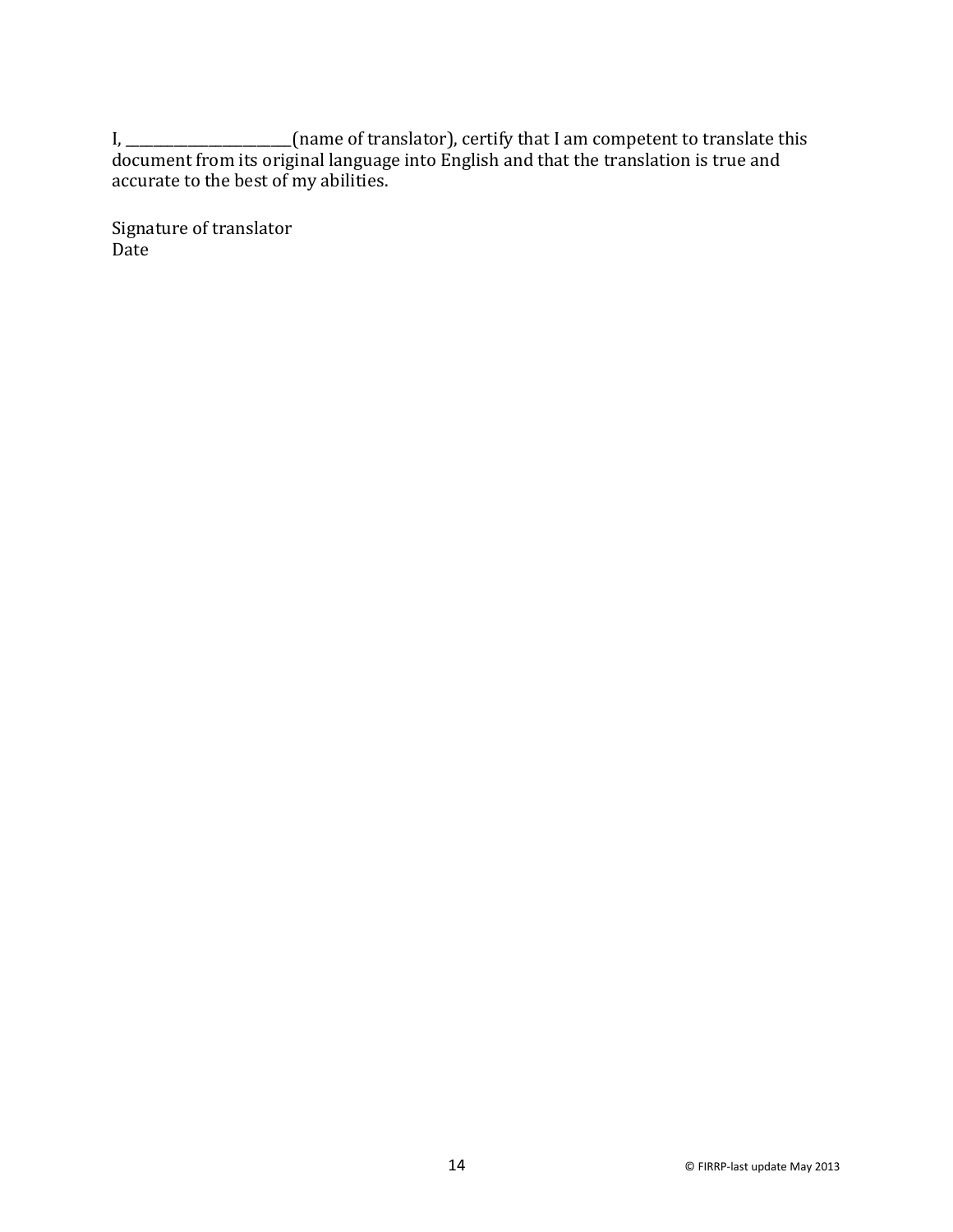I, ______________________(name of translator), certify that I am competent to translate this document from its original language into English and that the translation is true and accurate to the best of my abilities.

Signature of translator  
Date